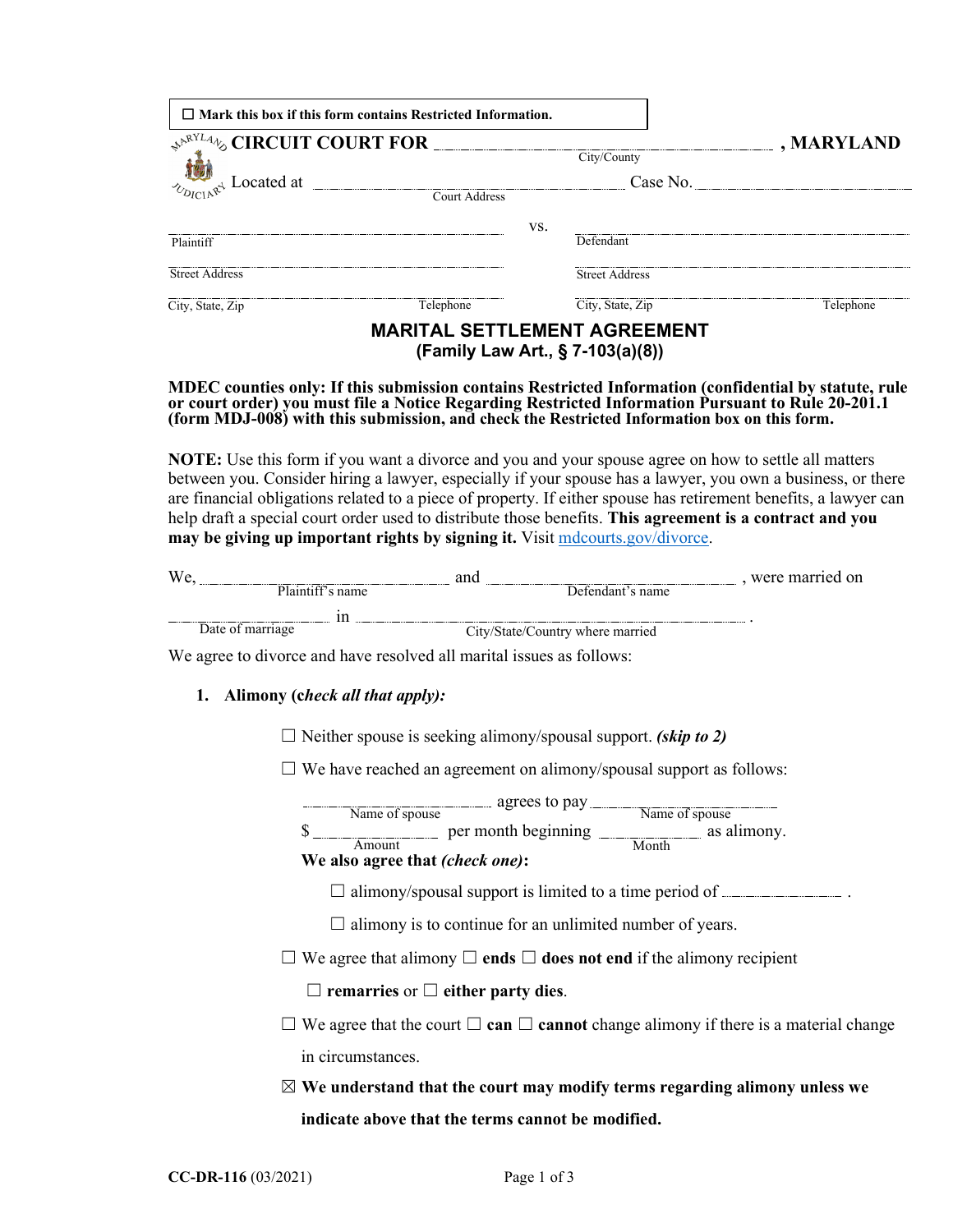☐ **Mark this box if this form contains Restricted Information.**

**CIRCUIT COURT FOR** ______________________________ **, MARYLAND**
City/County

Located at ______________________________ Case No. ______________________
Court Address

______________________________ vs. ______________________________
Plaintiff Defendant

______________________________ ______________________________
Street Address Street Address

______________________________ ______________________________
City, State, Zip Telephone City, State, Zip Telephone

# MARITAL SETTLEMENT AGREEMENT

**(Family Law Art., § 7-103(a)(8))**

**MDEC counties only: If this submission contains Restricted Information (confidential by statute, rule or court order) you must file a Notice Regarding Restricted Information Pursuant to Rule 20-201.1 (form MDJ-008) with this submission, and check the Restricted Information box on this form.**

**NOTE:** Use this form if you want a divorce and you and your spouse agree on how to settle all matters between you. Consider hiring a lawyer, especially if your spouse has a lawyer, you own a business, or there are financial obligations related to a piece of property. If either spouse has retirement benefits, a lawyer can help draft a special court order used to distribute those benefits. **This agreement is a contract and you may be giving up important rights by signing it.** Visit mdcourts.gov/divorce.

We, ______________________ and ______________________ , were married on
Plaintiff's name Defendant's name

______________ in ______________________________ .
Date of marriage City/State/Country where married

We agree to divorce and have resolved all marital issues as follows:

1. **Alimony (*check all that apply):***

   ☐ Neither spouse is seeking alimony/spousal support. ***(skip to 2)***

   ☐ We have reached an agreement on alimony/spousal support as follows:

   ______________ agrees to pay ______________
   Name of spouse Name of spouse

   $ ______________ per month beginning ______________ as alimony.
   Amount Month

   **We also agree that *(check one)*:**

   ☐ alimony/spousal support is limited to a time period of ______________ .

   ☐ alimony is to continue for an unlimited number of years.

   ☐ We agree that alimony ☐ **ends** ☐ **does not end** if the alimony recipient ☐ **remarries** or ☐ **either party dies**.

   ☐ We agree that the court ☐ **can** ☐ **cannot** change alimony if there is a material change in circumstances.

   ☒ **We understand that the court may modify terms regarding alimony unless we indicate above that the terms cannot be modified.**

**CC-DR-116** (03/2021)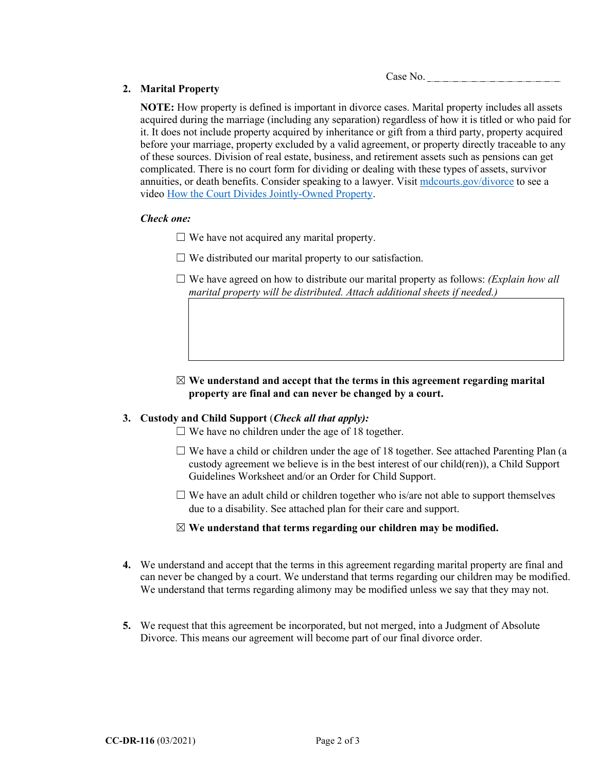Case No. ____________________

**2. Marital Property**

**NOTE:** How property is defined is important in divorce cases. Marital property includes all assets acquired during the marriage (including any separation) regardless of how it is titled or who paid for it. It does not include property acquired by inheritance or gift from a third party, property acquired before your marriage, property excluded by a valid agreement, or property directly traceable to any of these sources. Division of real estate, business, and retirement assets such as pensions can get complicated. There is no court form for dividing or dealing with these types of assets, survivor annuities, or death benefits. Consider speaking to a lawyer. Visit [mdcourts.gov/divorce](mdcourts.gov/divorce) to see a video [How the Court Divides Jointly-Owned Property](How the Court Divides Jointly-Owned Property).

***Check one:***

☐ We have not acquired any marital property.

☐ We distributed our marital property to our satisfaction.

☐ We have agreed on how to distribute our marital property as follows: *(Explain how all marital property will be distributed. Attach additional sheets if needed.)*

| |
|---|
| |

☒ **We understand and accept that the terms in this agreement regarding marital property are final and can never be changed by a court.**

**3. Custody and Child Support** (***Check all that apply):***

☐ We have no children under the age of 18 together.

☐ We have a child or children under the age of 18 together. See attached Parenting Plan (a custody agreement we believe is in the best interest of our child(ren)), a Child Support Guidelines Worksheet and/or an Order for Child Support.

☐ We have an adult child or children together who is/are not able to support themselves due to a disability. See attached plan for their care and support.

☒ **We understand that terms regarding our children may be modified.**

**4.** We understand and accept that the terms in this agreement regarding marital property are final and can never be changed by a court. We understand that terms regarding our children may be modified. We understand that terms regarding alimony may be modified unless we say that they may not.

**5.** We request that this agreement be incorporated, but not merged, into a Judgment of Absolute Divorce. This means our agreement will become part of our final divorce order.

**CC-DR-116** (03/2021)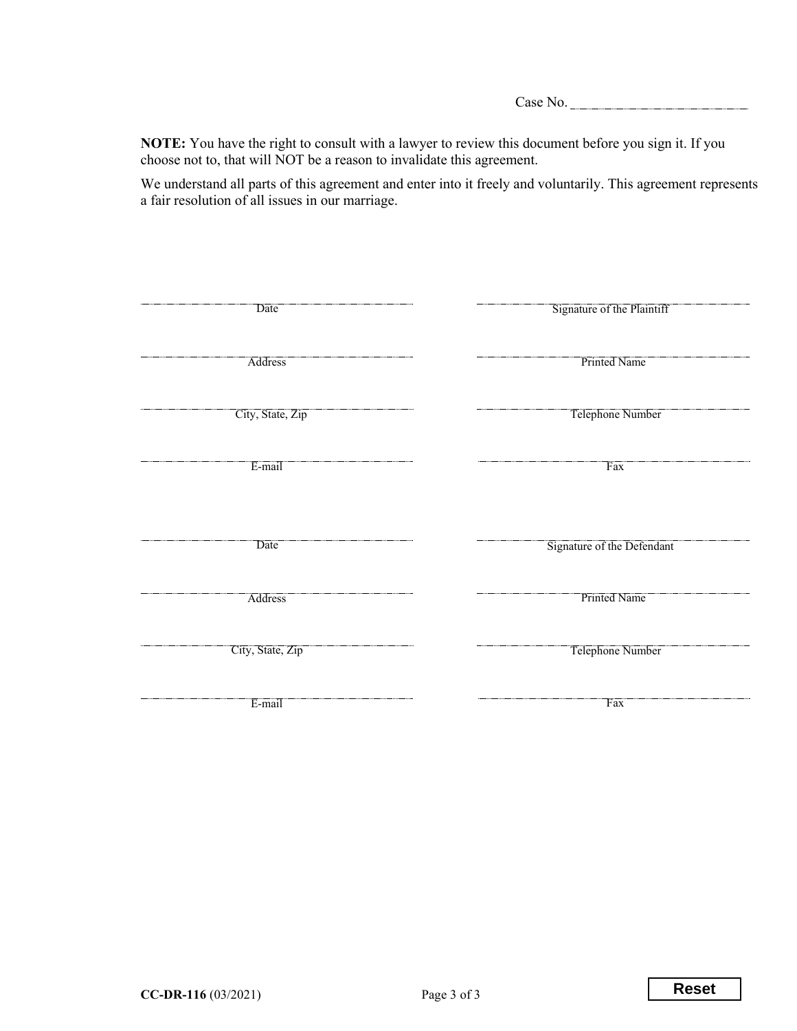Case No. ______________________

**NOTE:** You have the right to consult with a lawyer to review this document before you sign it. If you choose not to, that will NOT be a reason to invalidate this agreement.

We understand all parts of this agreement and enter into it freely and voluntarily. This agreement represents a fair resolution of all issues in our marriage.

| | |
|---|---|
| ______________________ Date | ______________________ Signature of the Plaintiff |
| ______________________ Address | ______________________ Printed Name |
| ______________________ City, State, Zip | ______________________ Telephone Number |
| ______________________ E-mail | ______________________ Fax |

| | |
|---|---|
| ______________________ Date | ______________________ Signature of the Defendant |
| ______________________ Address | ______________________ Printed Name |
| ______________________ City, State, Zip | ______________________ Telephone Number |
| ______________________ E-mail | ______________________ Fax |

**CC-DR-116** (03/2021)

Reset